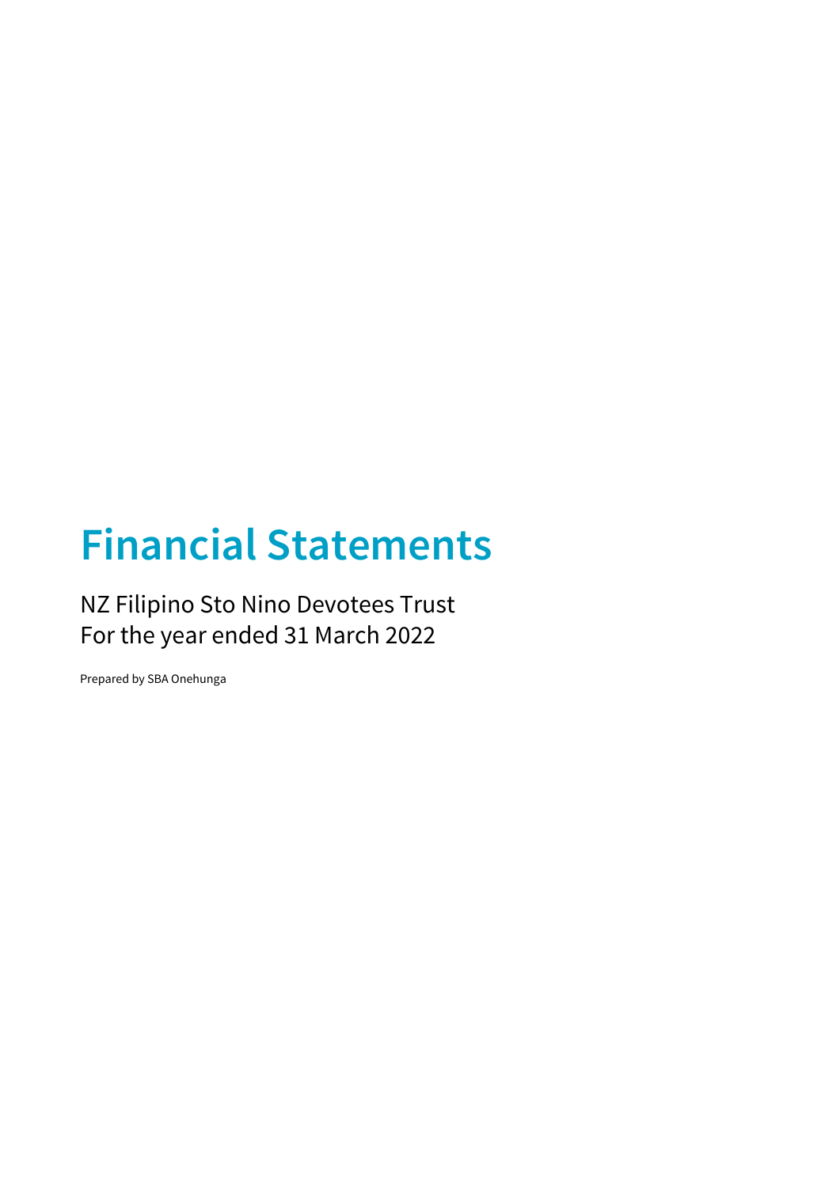# Financial Statements

NZ Filipino Sto Nino Devotees Trust
For the year ended 31 March 2022

Prepared by SBA Onehunga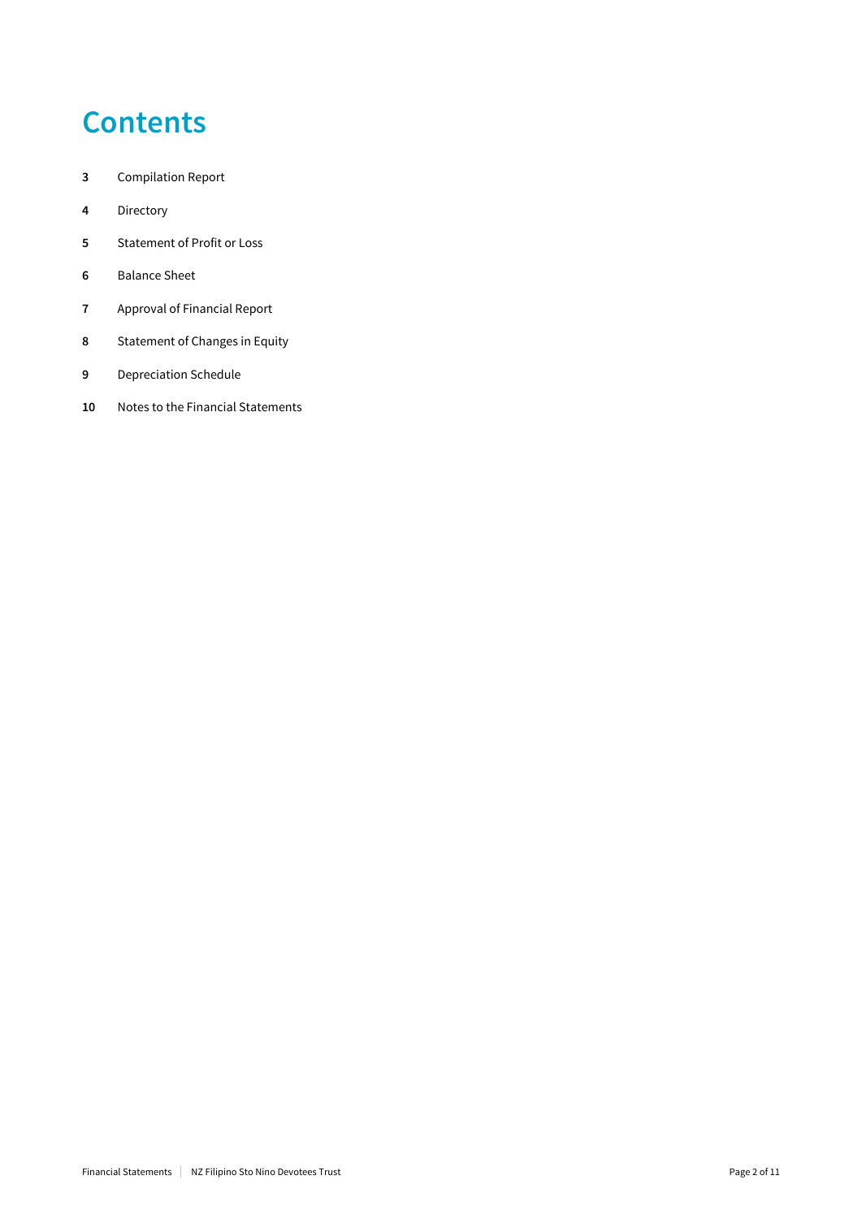# Contents

**3** Compilation Report

**4** Directory

**5** Statement of Profit or Loss

**6** Balance Sheet

**7** Approval of Financial Report

**8** Statement of Changes in Equity

**9** Depreciation Schedule

**10** Notes to the Financial Statements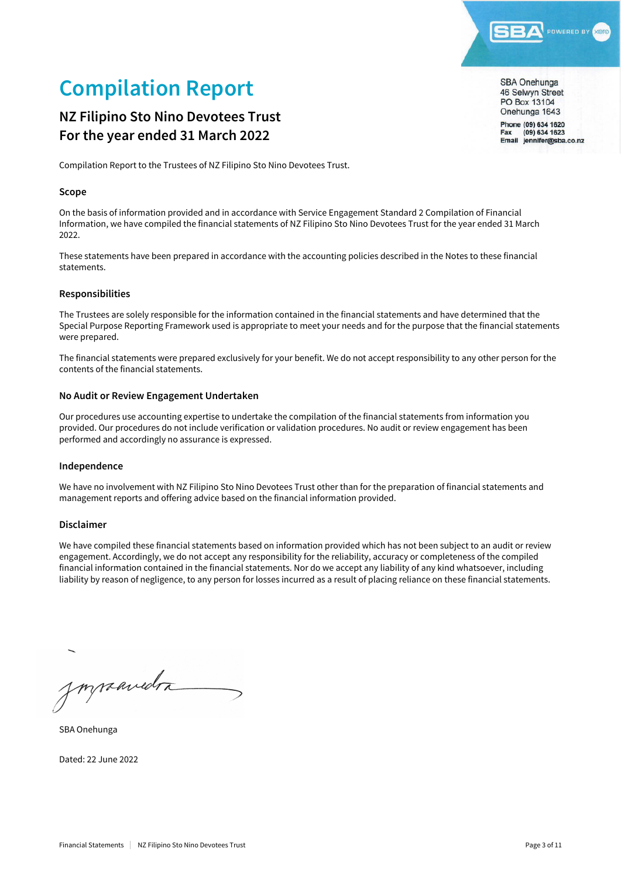# Compilation Report

## NZ Filipino Sto Nino Devotees Trust
## For the year ended 31 March 2022

SBA Onehunga
46 Selwyn Street
PO Box 13104
Onehunga 1643

Phone (09) 634 1620
Fax (09) 634 1623
Email jennifer@sba.co.nz

Compilation Report to the Trustees of NZ Filipino Sto Nino Devotees Trust.

### Scope

On the basis of information provided and in accordance with Service Engagement Standard 2 Compilation of Financial Information, we have compiled the financial statements of NZ Filipino Sto Nino Devotees Trust for the year ended 31 March 2022.

These statements have been prepared in accordance with the accounting policies described in the Notes to these financial statements.

### Responsibilities

The Trustees are solely responsible for the information contained in the financial statements and have determined that the Special Purpose Reporting Framework used is appropriate to meet your needs and for the purpose that the financial statements were prepared.

The financial statements were prepared exclusively for your benefit. We do not accept responsibility to any other person for the contents of the financial statements.

### No Audit or Review Engagement Undertaken

Our procedures use accounting expertise to undertake the compilation of the financial statements from information you provided. Our procedures do not include verification or validation procedures. No audit or review engagement has been performed and accordingly no assurance is expressed.

### Independence

We have no involvement with NZ Filipino Sto Nino Devotees Trust other than for the preparation of financial statements and management reports and offering advice based on the financial information provided.

### Disclaimer

We have compiled these financial statements based on information provided which has not been subject to an audit or review engagement. Accordingly, we do not accept any responsibility for the reliability, accuracy or completeness of the compiled financial information contained in the financial statements. Nor do we accept any liability of any kind whatsoever, including liability by reason of negligence, to any person for losses incurred as a result of placing reliance on these financial statements.

SBA Onehunga

Dated: 22 June 2022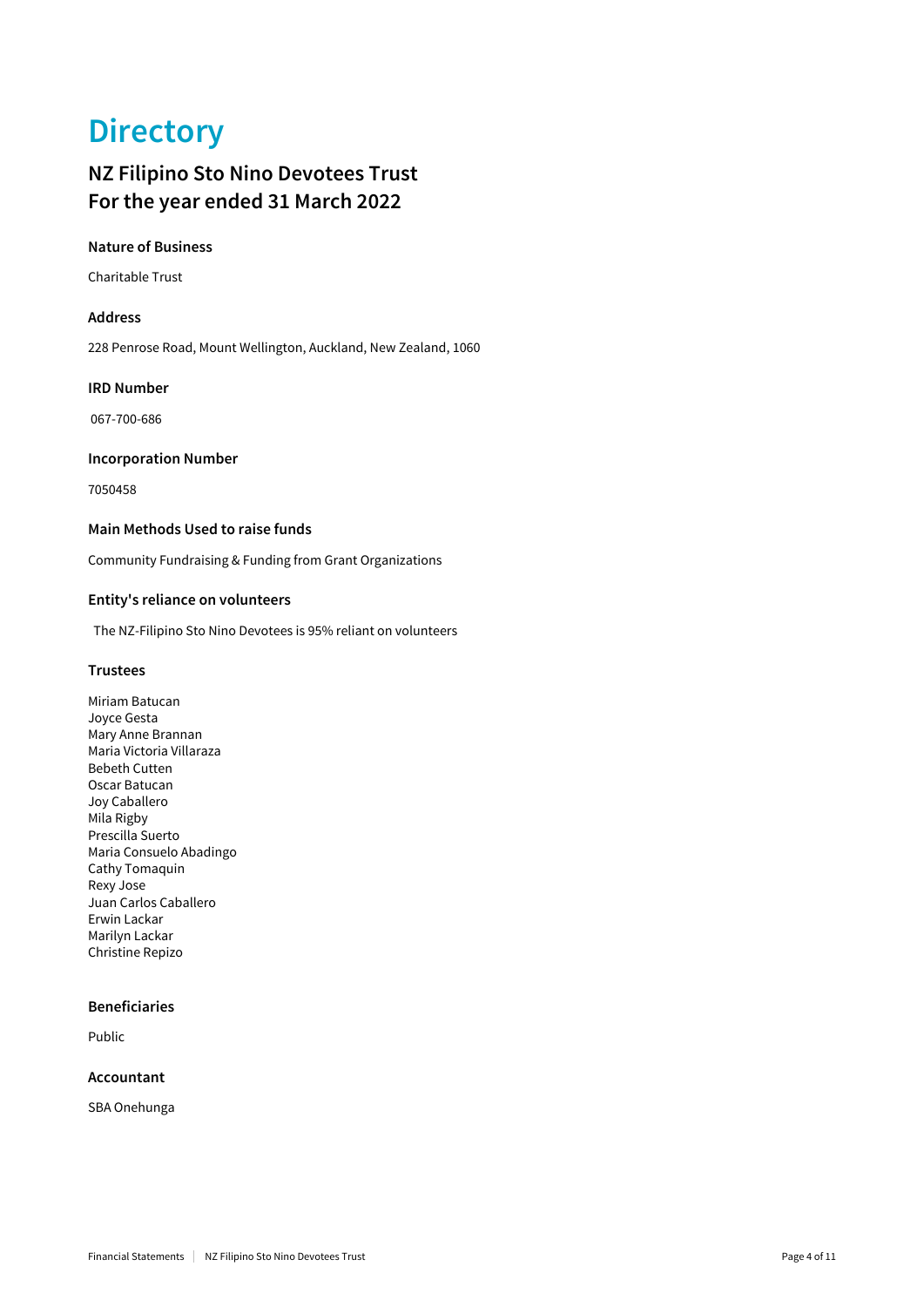# Directory

## NZ Filipino Sto Nino Devotees Trust
## For the year ended 31 March 2022

### Nature of Business

Charitable Trust

### Address

228 Penrose Road, Mount Wellington, Auckland, New Zealand, 1060

### IRD Number

067-700-686

### Incorporation Number

7050458

### Main Methods Used to raise funds

Community Fundraising & Funding from Grant Organizations

### Entity's reliance on volunteers

The NZ-Filipino Sto Nino Devotees is 95% reliant on volunteers

### Trustees

Miriam Batucan
Joyce Gesta
Mary Anne Brannan
Maria Victoria Villaraza
Bebeth Cutten
Oscar Batucan
Joy Caballero
Mila Rigby
Prescilla Suerto
Maria Consuelo Abadingo
Cathy Tomaquin
Rexy Jose
Juan Carlos Caballero
Erwin Lackar
Marilyn Lackar
Christine Repizo

### Beneficiaries

Public

### Accountant

SBA Onehunga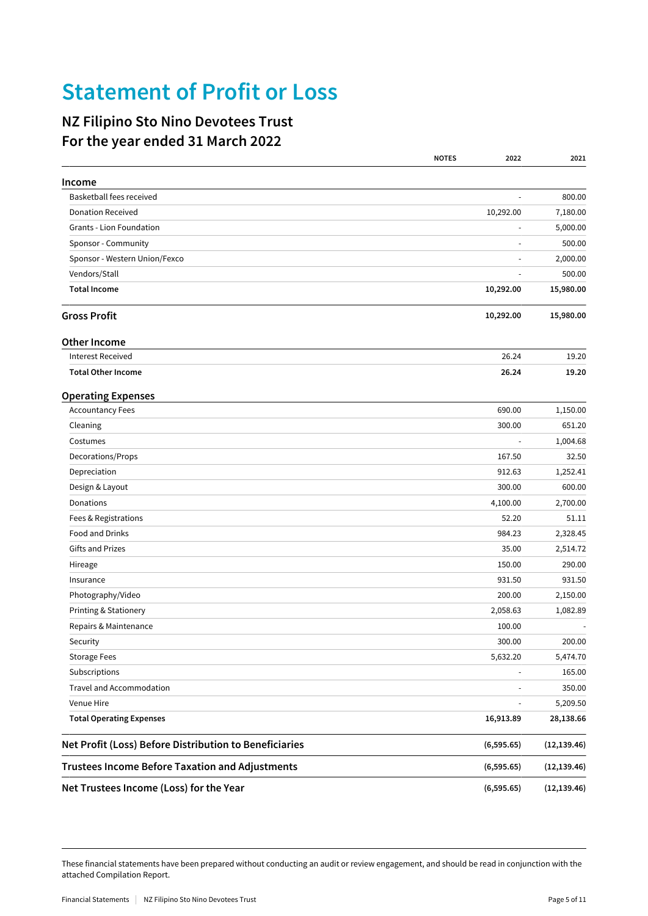# Statement of Profit or Loss

## NZ Filipino Sto Nino Devotees Trust
## For the year ended 31 March 2022

| | NOTES | 2022 | 2021 |
|---|---|---|---|
| **Income** | | | |
| Basketball fees received | | - | 800.00 |
| Donation Received | | 10,292.00 | 7,180.00 |
| Grants - Lion Foundation | | - | 5,000.00 |
| Sponsor - Community | | - | 500.00 |
| Sponsor - Western Union/Fexco | | - | 2,000.00 |
| Vendors/Stall | | - | 500.00 |
| **Total Income** | | **10,292.00** | **15,980.00** |
| **Gross Profit** | | **10,292.00** | **15,980.00** |
| **Other Income** | | | |
| Interest Received | | 26.24 | 19.20 |
| **Total Other Income** | | **26.24** | **19.20** |
| **Operating Expenses** | | | |
| Accountancy Fees | | 690.00 | 1,150.00 |
| Cleaning | | 300.00 | 651.20 |
| Costumes | | - | 1,004.68 |
| Decorations/Props | | 167.50 | 32.50 |
| Depreciation | | 912.63 | 1,252.41 |
| Design & Layout | | 300.00 | 600.00 |
| Donations | | 4,100.00 | 2,700.00 |
| Fees & Registrations | | 52.20 | 51.11 |
| Food and Drinks | | 984.23 | 2,328.45 |
| Gifts and Prizes | | 35.00 | 2,514.72 |
| Hireage | | 150.00 | 290.00 |
| Insurance | | 931.50 | 931.50 |
| Photography/Video | | 200.00 | 2,150.00 |
| Printing & Stationery | | 2,058.63 | 1,082.89 |
| Repairs & Maintenance | | 100.00 | - |
| Security | | 300.00 | 200.00 |
| Storage Fees | | 5,632.20 | 5,474.70 |
| Subscriptions | | - | 165.00 |
| Travel and Accommodation | | - | 350.00 |
| Venue Hire | | - | 5,209.50 |
| **Total Operating Expenses** | | **16,913.89** | **28,138.66** |
| **Net Profit (Loss) Before Distribution to Beneficiaries** | | **(6,595.65)** | **(12,139.46)** |
| **Trustees Income Before Taxation and Adjustments** | | **(6,595.65)** | **(12,139.46)** |
| **Net Trustees Income (Loss) for the Year** | | **(6,595.65)** | **(12,139.46)** |

These financial statements have been prepared without conducting an audit or review engagement, and should be read in conjunction with the attached Compilation Report.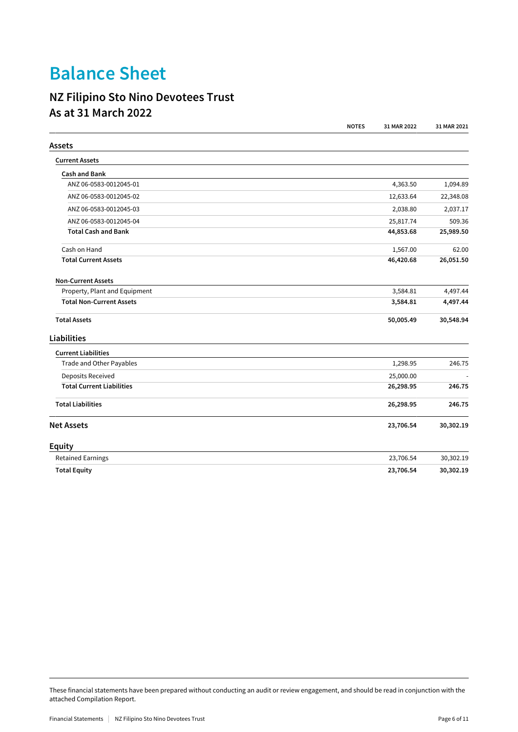# Balance Sheet

## NZ Filipino Sto Nino Devotees Trust
## As at 31 March 2022

| | NOTES | 31 MAR 2022 | 31 MAR 2021 |
|---|---|---|---|
| **Assets** | | | |
| **Current Assets** | | | |
| **Cash and Bank** | | | |
| ANZ 06-0583-0012045-01 | | 4,363.50 | 1,094.89 |
| ANZ 06-0583-0012045-02 | | 12,633.64 | 22,348.08 |
| ANZ 06-0583-0012045-03 | | 2,038.80 | 2,037.17 |
| ANZ 06-0583-0012045-04 | | 25,817.74 | 509.36 |
| **Total Cash and Bank** | | **44,853.68** | **25,989.50** |
| Cash on Hand | | 1,567.00 | 62.00 |
| **Total Current Assets** | | **46,420.68** | **26,051.50** |
| **Non-Current Assets** | | | |
| Property, Plant and Equipment | | 3,584.81 | 4,497.44 |
| **Total Non-Current Assets** | | **3,584.81** | **4,497.44** |
| **Total Assets** | | **50,005.49** | **30,548.94** |
| **Liabilities** | | | |
| **Current Liabilities** | | | |
| Trade and Other Payables | | 1,298.95 | 246.75 |
| Deposits Received | | 25,000.00 | - |
| **Total Current Liabilities** | | **26,298.95** | **246.75** |
| **Total Liabilities** | | **26,298.95** | **246.75** |
| **Net Assets** | | **23,706.54** | **30,302.19** |
| **Equity** | | | |
| Retained Earnings | | 23,706.54 | 30,302.19 |
| **Total Equity** | | **23,706.54** | **30,302.19** |

These financial statements have been prepared without conducting an audit or review engagement, and should be read in conjunction with the attached Compilation Report.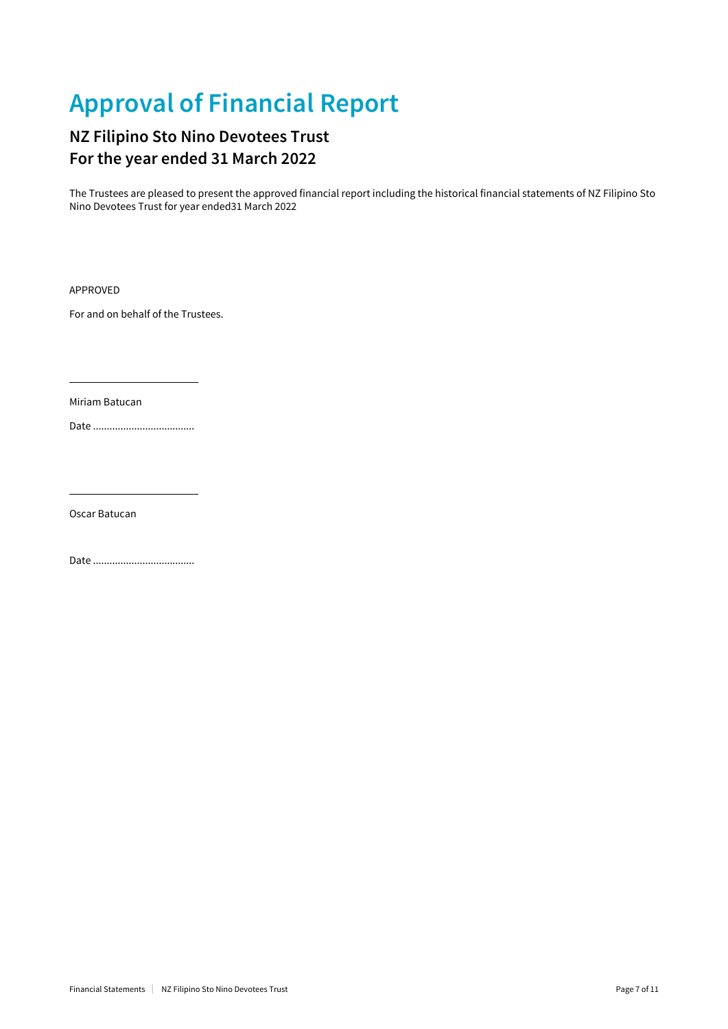# Approval of Financial Report

## NZ Filipino Sto Nino Devotees Trust
## For the year ended 31 March 2022

The Trustees are pleased to present the approved financial report including the historical financial statements of NZ Filipino Sto Nino Devotees Trust for year ended31 March 2022

APPROVED

For and on behalf of the Trustees.

\_\_\_\_\_\_\_\_\_\_\_\_\_\_\_\_\_\_\_\_\_\_\_\_

Miriam Batucan

Date .....................................

\_\_\_\_\_\_\_\_\_\_\_\_\_\_\_\_\_\_\_\_\_\_\_\_

Oscar Batucan

Date .....................................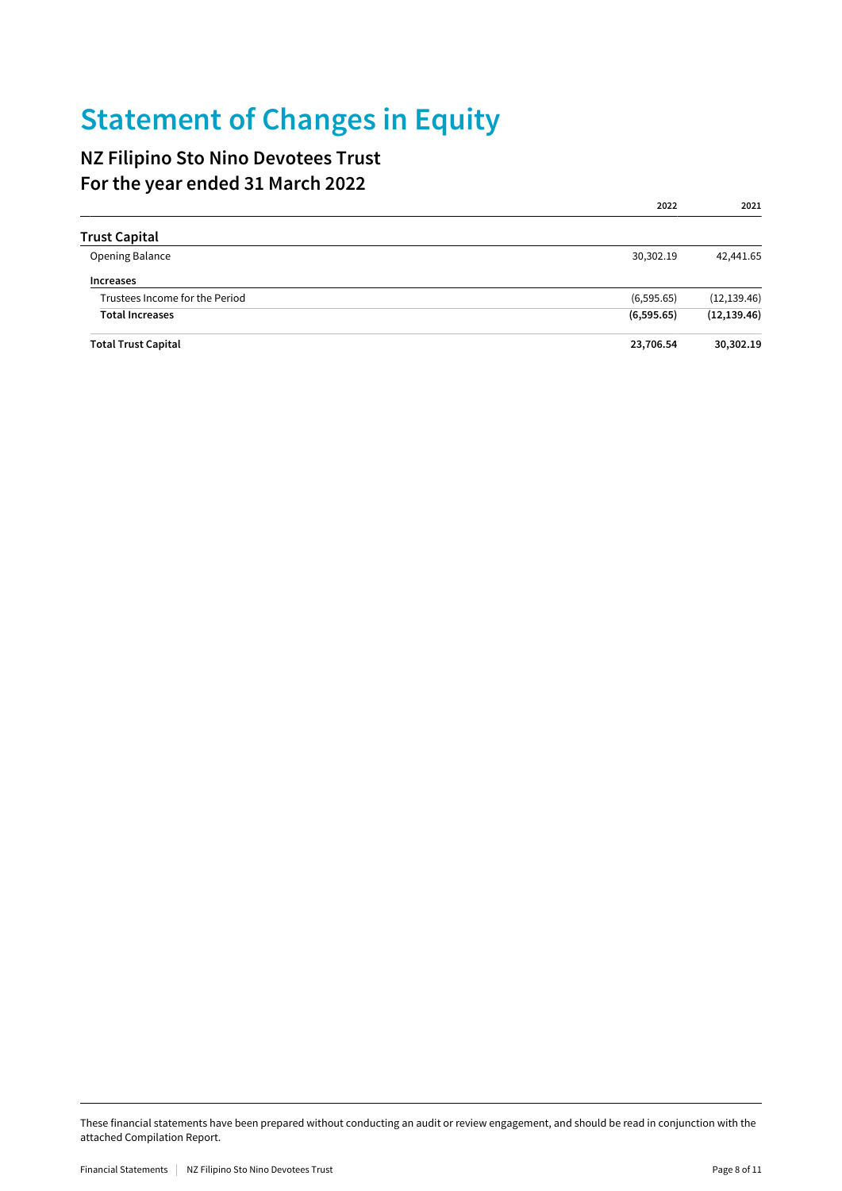# Statement of Changes in Equity

## NZ Filipino Sto Nino Devotees Trust
## For the year ended 31 March 2022

| | 2022 | 2021 |
|---|---|---|
| **Trust Capital** | | |
| Opening Balance | 30,302.19 | 42,441.65 |
| **Increases** | | |
| Trustees Income for the Period | (6,595.65) | (12,139.46) |
| **Total Increases** | **(6,595.65)** | **(12,139.46)** |
| **Total Trust Capital** | **23,706.54** | **30,302.19** |

These financial statements have been prepared without conducting an audit or review engagement, and should be read in conjunction with the attached Compilation Report.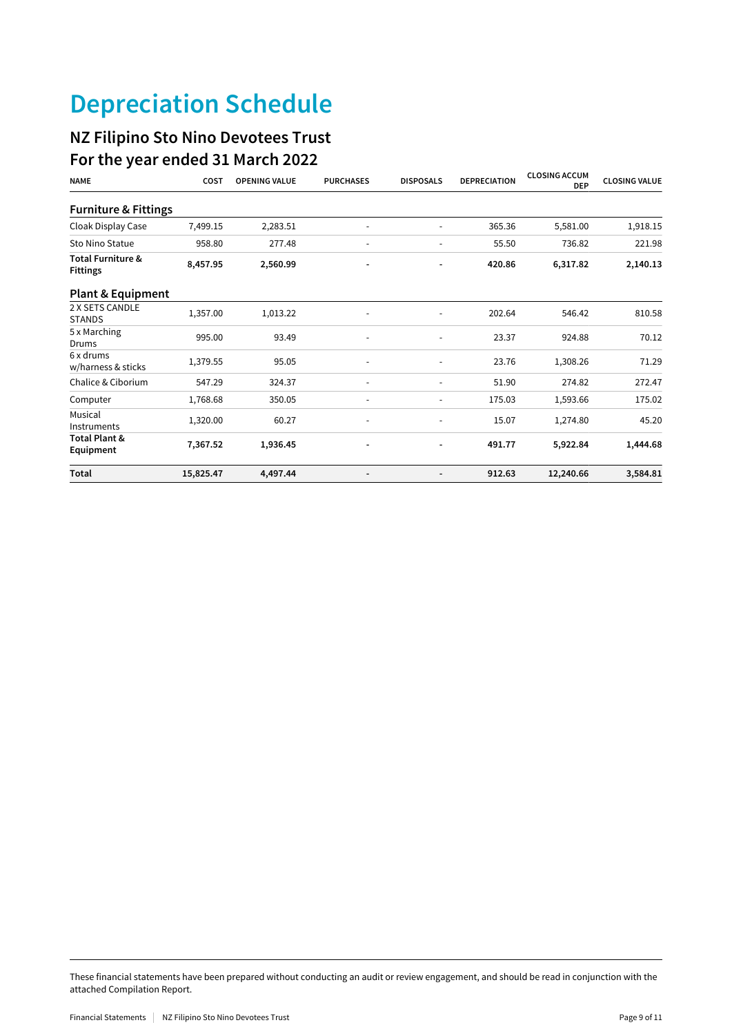# Depreciation Schedule

## NZ Filipino Sto Nino Devotees Trust

## For the year ended 31 March 2022

| NAME | COST | OPENING VALUE | PURCHASES | DISPOSALS | DEPRECIATION | CLOSING ACCUM DEP | CLOSING VALUE |
|---|---|---|---|---|---|---|---|
| **Furniture & Fittings** | | | | | | | |
| Cloak Display Case | 7,499.15 | 2,283.51 | - | - | 365.36 | 5,581.00 | 1,918.15 |
| Sto Nino Statue | 958.80 | 277.48 | - | - | 55.50 | 736.82 | 221.98 |
| **Total Furniture & Fittings** | **8,457.95** | **2,560.99** | **-** | **-** | **420.86** | **6,317.82** | **2,140.13** |
| **Plant & Equipment** | | | | | | | |
| 2 X SETS CANDLE STANDS | 1,357.00 | 1,013.22 | - | - | 202.64 | 546.42 | 810.58 |
| 5 x Marching Drums | 995.00 | 93.49 | - | - | 23.37 | 924.88 | 70.12 |
| 6 x drums w/harness & sticks | 1,379.55 | 95.05 | - | - | 23.76 | 1,308.26 | 71.29 |
| Chalice & Ciborium | 547.29 | 324.37 | - | - | 51.90 | 274.82 | 272.47 |
| Computer | 1,768.68 | 350.05 | - | - | 175.03 | 1,593.66 | 175.02 |
| Musical Instruments | 1,320.00 | 60.27 | - | - | 15.07 | 1,274.80 | 45.20 |
| **Total Plant & Equipment** | **7,367.52** | **1,936.45** | **-** | **-** | **491.77** | **5,922.84** | **1,444.68** |
| **Total** | **15,825.47** | **4,497.44** | **-** | **-** | **912.63** | **12,240.66** | **3,584.81** |

These financial statements have been prepared without conducting an audit or review engagement, and should be read in conjunction with the attached Compilation Report.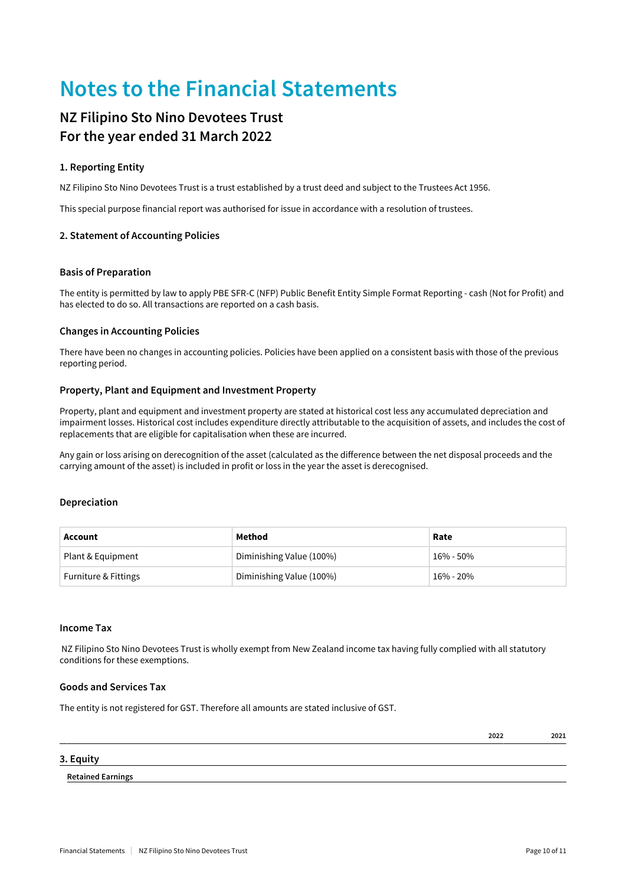# Notes to the Financial Statements

## NZ Filipino Sto Nino Devotees Trust
## For the year ended 31 March 2022

### 1. Reporting Entity

NZ Filipino Sto Nino Devotees Trust is a trust established by a trust deed and subject to the Trustees Act 1956.

This special purpose financial report was authorised for issue in accordance with a resolution of trustees.

### 2. Statement of Accounting Policies

#### Basis of Preparation

The entity is permitted by law to apply PBE SFR-C (NFP) Public Benefit Entity Simple Format Reporting - cash (Not for Profit) and has elected to do so. All transactions are reported on a cash basis.

#### Changes in Accounting Policies

There have been no changes in accounting policies. Policies have been applied on a consistent basis with those of the previous reporting period.

#### Property, Plant and Equipment and Investment Property

Property, plant and equipment and investment property are stated at historical cost less any accumulated depreciation and impairment losses. Historical cost includes expenditure directly attributable to the acquisition of assets, and includes the cost of replacements that are eligible for capitalisation when these are incurred.

Any gain or loss arising on derecognition of the asset (calculated as the difference between the net disposal proceeds and the carrying amount of the asset) is included in profit or loss in the year the asset is derecognised.

#### Depreciation

| Account | Method | Rate |
|---|---|---|
| Plant & Equipment | Diminishing Value (100%) | 16% - 50% |
| Furniture & Fittings | Diminishing Value (100%) | 16% - 20% |

#### Income Tax

NZ Filipino Sto Nino Devotees Trust is wholly exempt from New Zealand income tax having fully complied with all statutory conditions for these exemptions.

#### Goods and Services Tax

The entity is not registered for GST. Therefore all amounts are stated inclusive of GST.

| | 2022 | 2021 |
|---|---|---|
| **3. Equity** | | |
| **Retained Earnings** | | |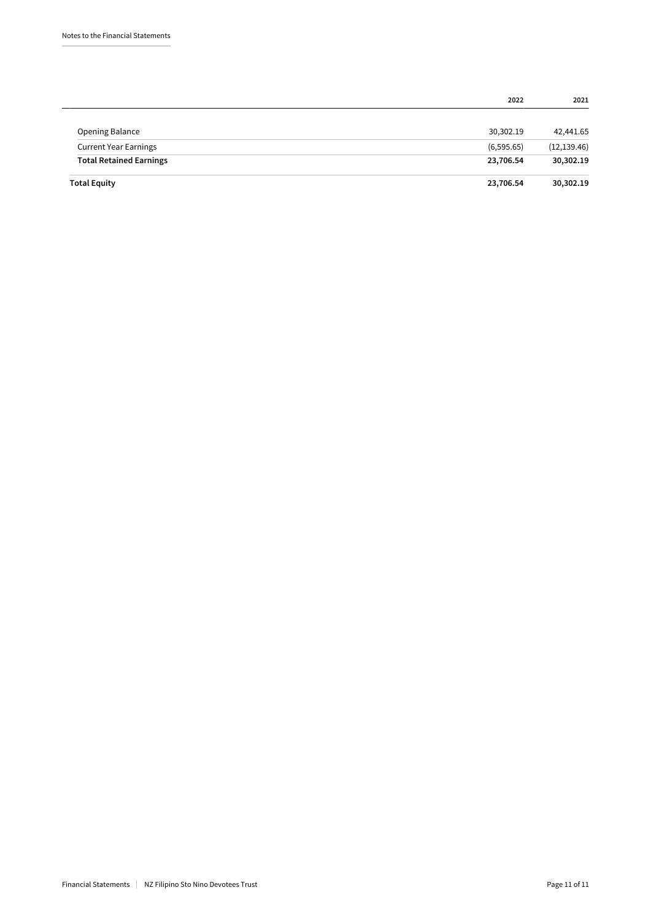| | 2022 | 2021 |
|---|---|---|
| Opening Balance | 30,302.19 | 42,441.65 |
| Current Year Earnings | (6,595.65) | (12,139.46) |
| **Total Retained Earnings** | **23,706.54** | **30,302.19** |
| **Total Equity** | **23,706.54** | **30,302.19** |